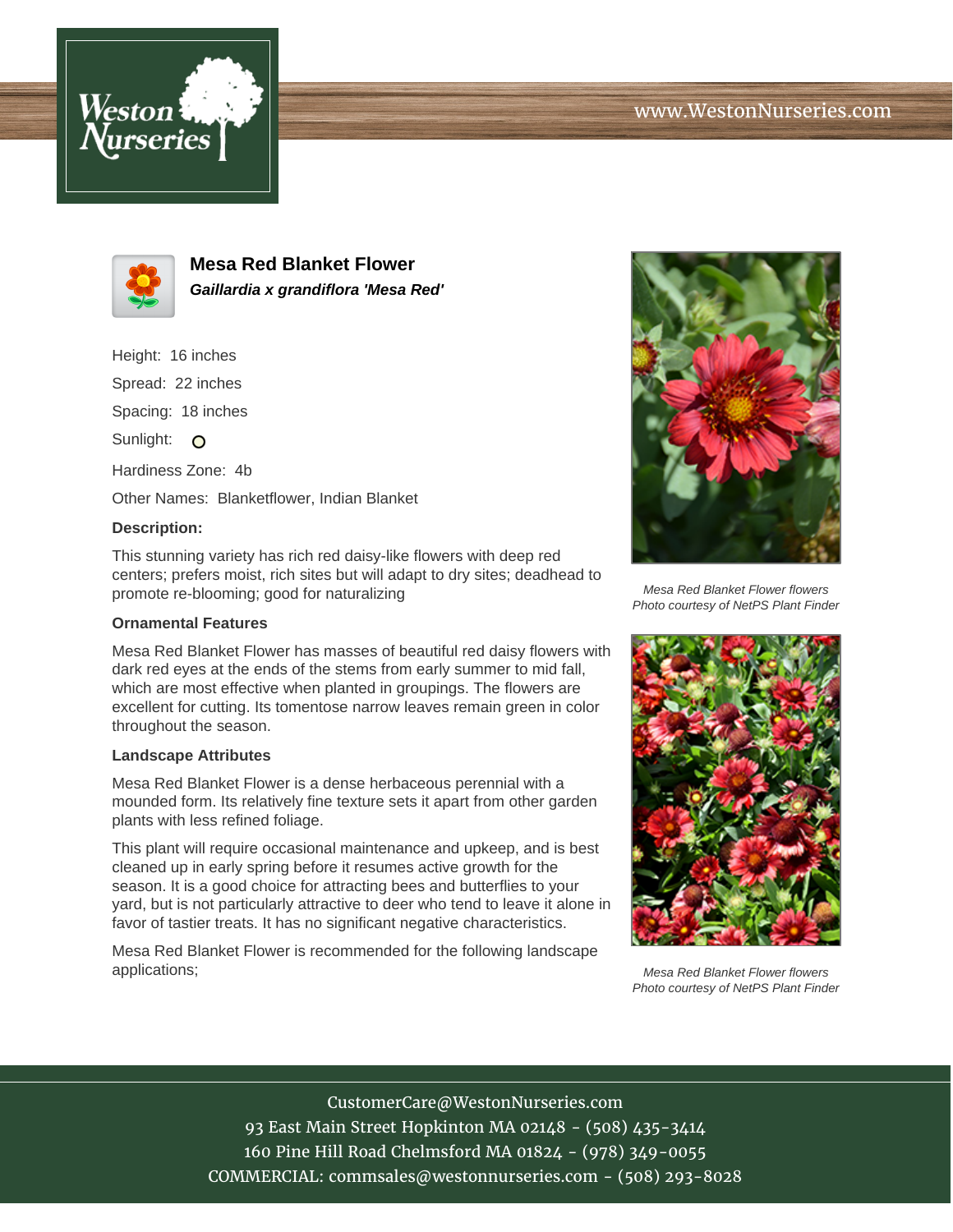# Mesa Red Blanket Flower

***Gaillardia x grandiflora 'Mesa Red'***

Height: 16 inches

Spread: 22 inches

Spacing: 18 inches

Sunlight: 

Hardiness Zone: 4b

Other Names: Blanketflower, Indian Blanket

**Description:**

This stunning variety has rich red daisy-like flowers with deep red centers; prefers moist, rich sites but will adapt to dry sites; deadhead to promote re-blooming; good for naturalizing

### Ornamental Features

Mesa Red Blanket Flower has masses of beautiful red daisy flowers with dark red eyes at the ends of the stems from early summer to mid fall, which are most effective when planted in groupings. The flowers are excellent for cutting. Its tomentose narrow leaves remain green in color throughout the season.

### Landscape Attributes

Mesa Red Blanket Flower is a dense herbaceous perennial with a mounded form. Its relatively fine texture sets it apart from other garden plants with less refined foliage.

This plant will require occasional maintenance and upkeep, and is best cleaned up in early spring before it resumes active growth for the season. It is a good choice for attracting bees and butterflies to your yard, but is not particularly attractive to deer who tend to leave it alone in favor of tastier treats. It has no significant negative characteristics.

Mesa Red Blanket Flower is recommended for the following landscape applications;

*Mesa Red Blanket Flower flowers*
*Photo courtesy of NetPS Plant Finder*

*Mesa Red Blanket Flower flowers*
*Photo courtesy of NetPS Plant Finder*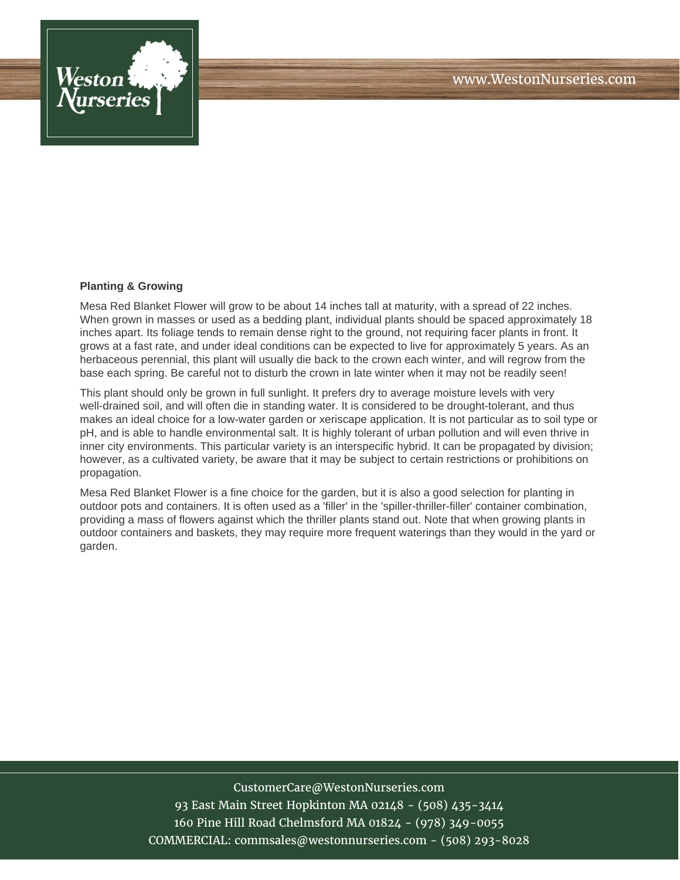**Planting & Growing**

Mesa Red Blanket Flower will grow to be about 14 inches tall at maturity, with a spread of 22 inches. When grown in masses or used as a bedding plant, individual plants should be spaced approximately 18 inches apart. Its foliage tends to remain dense right to the ground, not requiring facer plants in front. It grows at a fast rate, and under ideal conditions can be expected to live for approximately 5 years. As an herbaceous perennial, this plant will usually die back to the crown each winter, and will regrow from the base each spring. Be careful not to disturb the crown in late winter when it may not be readily seen!

This plant should only be grown in full sunlight. It prefers dry to average moisture levels with very well-drained soil, and will often die in standing water. It is considered to be drought-tolerant, and thus makes an ideal choice for a low-water garden or xeriscape application. It is not particular as to soil type or pH, and is able to handle environmental salt. It is highly tolerant of urban pollution and will even thrive in inner city environments. This particular variety is an interspecific hybrid. It can be propagated by division; however, as a cultivated variety, be aware that it may be subject to certain restrictions or prohibitions on propagation.

Mesa Red Blanket Flower is a fine choice for the garden, but it is also a good selection for planting in outdoor pots and containers. It is often used as a 'filler' in the 'spiller-thriller-filler' container combination, providing a mass of flowers against which the thriller plants stand out. Note that when growing plants in outdoor containers and baskets, they may require more frequent waterings than they would in the yard or garden.